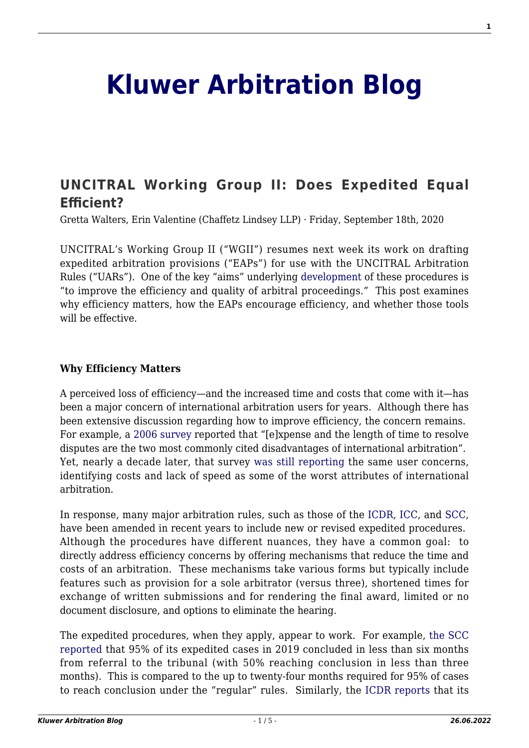# Kluwer Arbitration Blog

## UNCITRAL Working Group II: Does Expedited Equal Efficient?

Gretta Walters, Erin Valentine (Chaffetz Lindsey LLP) · Friday, September 18th, 2020

UNCITRAL's Working Group II ("WGII") resumes next week its work on drafting expedited arbitration provisions ("EAPs") for use with the UNCITRAL Arbitration Rules ("UARs"). One of the key "aims" underlying development of these procedures is "to improve the efficiency and quality of arbitral proceedings." This post examines why efficiency matters, how the EAPs encourage efficiency, and whether those tools will be effective.

**Why Efficiency Matters**

A perceived loss of efficiency—and the increased time and costs that come with it—has been a major concern of international arbitration users for years. Although there has been extensive discussion regarding how to improve efficiency, the concern remains. For example, a 2006 survey reported that "[e]xpense and the length of time to resolve disputes are the two most commonly cited disadvantages of international arbitration". Yet, nearly a decade later, that survey was still reporting the same user concerns, identifying costs and lack of speed as some of the worst attributes of international arbitration.

In response, many major arbitration rules, such as those of the ICDR, ICC, and SCC, have been amended in recent years to include new or revised expedited procedures. Although the procedures have different nuances, they have a common goal: to directly address efficiency concerns by offering mechanisms that reduce the time and costs of an arbitration. These mechanisms take various forms but typically include features such as provision for a sole arbitrator (versus three), shortened times for exchange of written submissions and for rendering the final award, limited or no document disclosure, and options to eliminate the hearing.

The expedited procedures, when they apply, appear to work. For example, the SCC reported that 95% of its expedited cases in 2019 concluded in less than six months from referral to the tribunal (with 50% reaching conclusion in less than three months). This is compared to the up to twenty-four months required for 95% of cases to reach conclusion under the "regular" rules. Similarly, the ICDR reports that its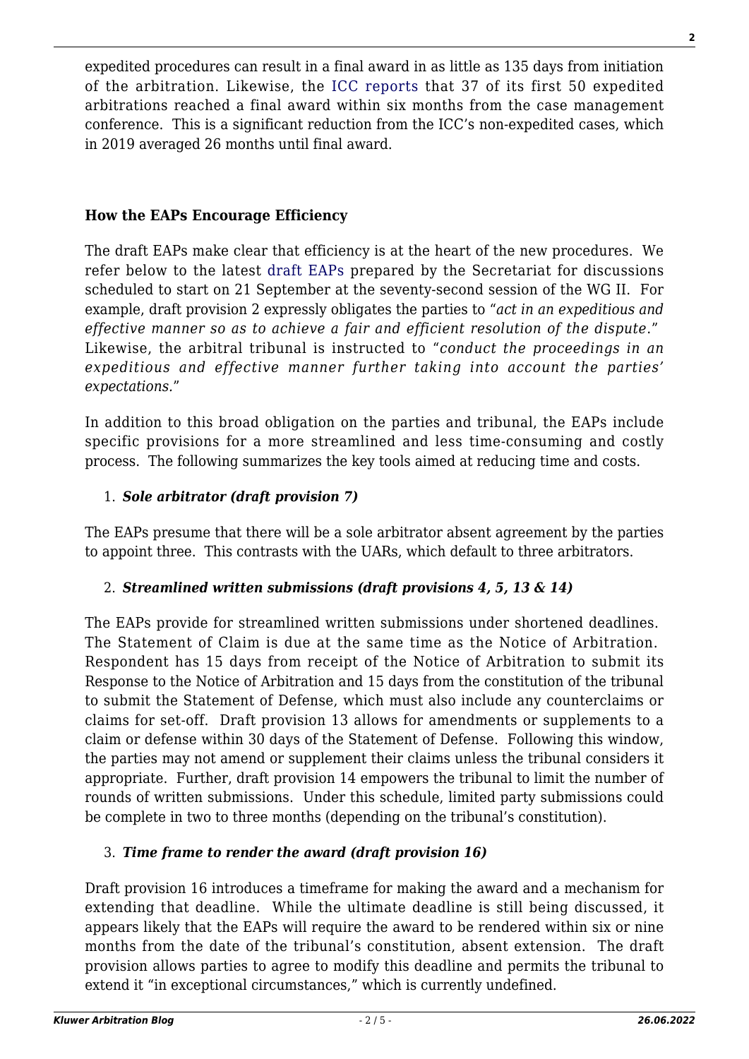expedited procedures can result in a final award in as little as 135 days from initiation of the arbitration. Likewise, the ICC reports that 37 of its first 50 expedited arbitrations reached a final award within six months from the case management conference. This is a significant reduction from the ICC's non-expedited cases, which in 2019 averaged 26 months until final award.

**How the EAPs Encourage Efficiency**

The draft EAPs make clear that efficiency is at the heart of the new procedures. We refer below to the latest draft EAPs prepared by the Secretariat for discussions scheduled to start on 21 September at the seventy-second session of the WG II. For example, draft provision 2 expressly obligates the parties to "*act in an expeditious and effective manner so as to achieve a fair and efficient resolution of the dispute*." Likewise, the arbitral tribunal is instructed to "*conduct the proceedings in an expeditious and effective manner further taking into account the parties' expectations.*"

In addition to this broad obligation on the parties and tribunal, the EAPs include specific provisions for a more streamlined and less time-consuming and costly process. The following summarizes the key tools aimed at reducing time and costs.

1. ***Sole arbitrator (draft provision 7)***

The EAPs presume that there will be a sole arbitrator absent agreement by the parties to appoint three. This contrasts with the UARs, which default to three arbitrators.

2. ***Streamlined written submissions (draft provisions 4, 5, 13 & 14)***

The EAPs provide for streamlined written submissions under shortened deadlines. The Statement of Claim is due at the same time as the Notice of Arbitration. Respondent has 15 days from receipt of the Notice of Arbitration to submit its Response to the Notice of Arbitration and 15 days from the constitution of the tribunal to submit the Statement of Defense, which must also include any counterclaims or claims for set-off. Draft provision 13 allows for amendments or supplements to a claim or defense within 30 days of the Statement of Defense. Following this window, the parties may not amend or supplement their claims unless the tribunal considers it appropriate. Further, draft provision 14 empowers the tribunal to limit the number of rounds of written submissions. Under this schedule, limited party submissions could be complete in two to three months (depending on the tribunal's constitution).

3. ***Time frame to render the award (draft provision 16)***

Draft provision 16 introduces a timeframe for making the award and a mechanism for extending that deadline. While the ultimate deadline is still being discussed, it appears likely that the EAPs will require the award to be rendered within six or nine months from the date of the tribunal's constitution, absent extension. The draft provision allows parties to agree to modify this deadline and permits the tribunal to extend it "in exceptional circumstances," which is currently undefined.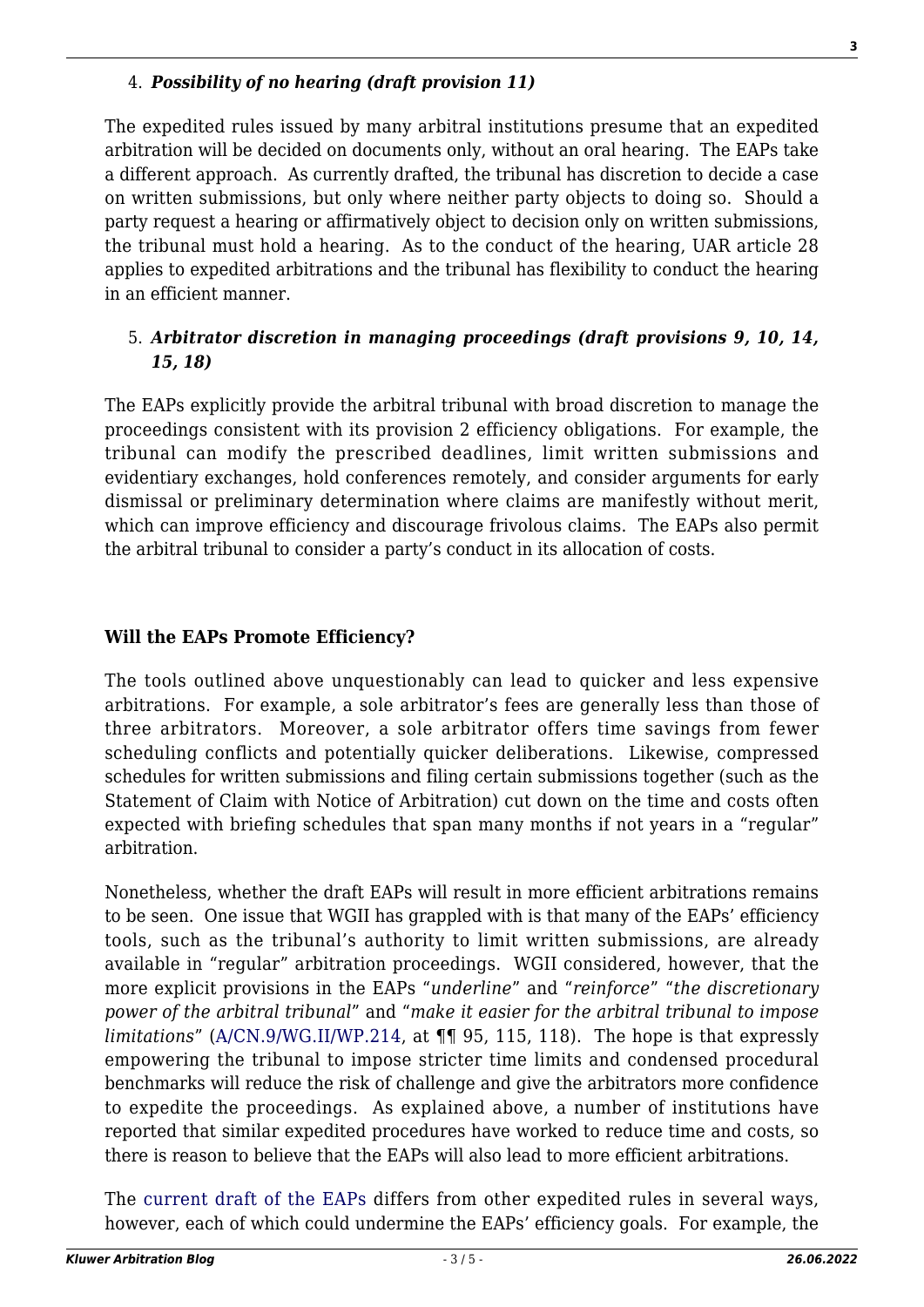4. ***Possibility of no hearing (draft provision 11)***

The expedited rules issued by many arbitral institutions presume that an expedited arbitration will be decided on documents only, without an oral hearing. The EAPs take a different approach. As currently drafted, the tribunal has discretion to decide a case on written submissions, but only where neither party objects to doing so. Should a party request a hearing or affirmatively object to decision only on written submissions, the tribunal must hold a hearing. As to the conduct of the hearing, UAR article 28 applies to expedited arbitrations and the tribunal has flexibility to conduct the hearing in an efficient manner.

5. ***Arbitrator discretion in managing proceedings (draft provisions 9, 10, 14, 15, 18)***

The EAPs explicitly provide the arbitral tribunal with broad discretion to manage the proceedings consistent with its provision 2 efficiency obligations. For example, the tribunal can modify the prescribed deadlines, limit written submissions and evidentiary exchanges, hold conferences remotely, and consider arguments for early dismissal or preliminary determination where claims are manifestly without merit, which can improve efficiency and discourage frivolous claims. The EAPs also permit the arbitral tribunal to consider a party's conduct in its allocation of costs.

**Will the EAPs Promote Efficiency?**

The tools outlined above unquestionably can lead to quicker and less expensive arbitrations. For example, a sole arbitrator's fees are generally less than those of three arbitrators. Moreover, a sole arbitrator offers time savings from fewer scheduling conflicts and potentially quicker deliberations. Likewise, compressed schedules for written submissions and filing certain submissions together (such as the Statement of Claim with Notice of Arbitration) cut down on the time and costs often expected with briefing schedules that span many months if not years in a "regular" arbitration.

Nonetheless, whether the draft EAPs will result in more efficient arbitrations remains to be seen. One issue that WGII has grappled with is that many of the EAPs' efficiency tools, such as the tribunal's authority to limit written submissions, are already available in "regular" arbitration proceedings. WGII considered, however, that the more explicit provisions in the EAPs "*underline*" and "*reinforce*" "*the discretionary power of the arbitral tribunal*" and "*make it easier for the arbitral tribunal to impose limitations*" (A/CN.9/WG.II/WP.214, at ¶¶ 95, 115, 118). The hope is that expressly empowering the tribunal to impose stricter time limits and condensed procedural benchmarks will reduce the risk of challenge and give the arbitrators more confidence to expedite the proceedings. As explained above, a number of institutions have reported that similar expedited procedures have worked to reduce time and costs, so there is reason to believe that the EAPs will also lead to more efficient arbitrations.

The current draft of the EAPs differs from other expedited rules in several ways, however, each of which could undermine the EAPs' efficiency goals. For example, the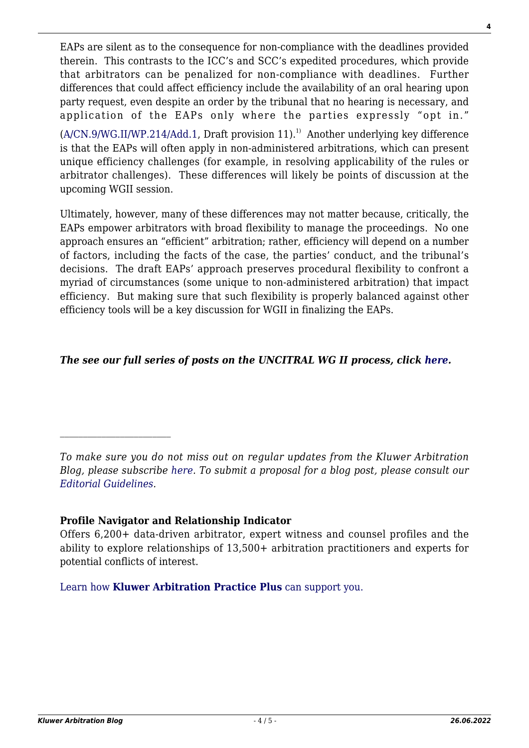EAPs are silent as to the consequence for non-compliance with the deadlines provided therein. This contrasts to the ICC's and SCC's expedited procedures, which provide that arbitrators can be penalized for non-compliance with deadlines. Further differences that could affect efficiency include the availability of an oral hearing upon party request, even despite an order by the tribunal that no hearing is necessary, and application of the EAPs only where the parties expressly "opt in." (A/CN.9/WG.II/WP.214/Add.1, Draft provision 11).[1] Another underlying key difference is that the EAPs will often apply in non-administered arbitrations, which can present unique efficiency challenges (for example, in resolving applicability of the rules or arbitrator challenges). These differences will likely be points of discussion at the upcoming WGII session.

Ultimately, however, many of these differences may not matter because, critically, the EAPs empower arbitrators with broad flexibility to manage the proceedings. No one approach ensures an "efficient" arbitration; rather, efficiency will depend on a number of factors, including the facts of the case, the parties' conduct, and the tribunal's decisions. The draft EAPs' approach preserves procedural flexibility to confront a myriad of circumstances (some unique to non-administered arbitration) that impact efficiency. But making sure that such flexibility is properly balanced against other efficiency tools will be a key discussion for WGII in finalizing the EAPs.

***The see our full series of posts on the UNCITRAL WG II process, click here.***

---

*To make sure you do not miss out on regular updates from the Kluwer Arbitration Blog, please subscribe here. To submit a proposal for a blog post, please consult our Editorial Guidelines.*

**Profile Navigator and Relationship Indicator**

Offers 6,200+ data-driven arbitrator, expert witness and counsel profiles and the ability to explore relationships of 13,500+ arbitration practitioners and experts for potential conflicts of interest.

Learn how **Kluwer Arbitration Practice Plus** can support you.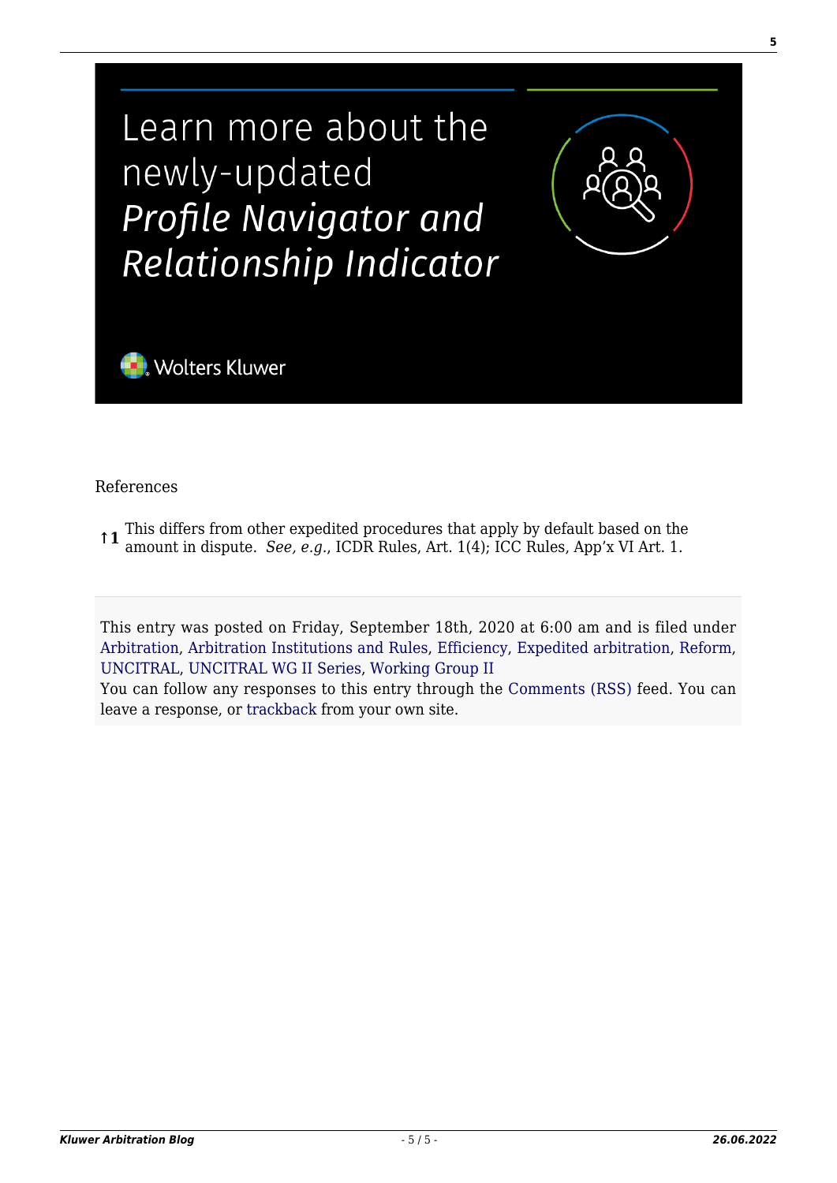Learn more about the newly-updated *Profile Navigator and Relationship Indicator*

Wolters Kluwer

References

↑**1** This differs from other expedited procedures that apply by default based on the amount in dispute. *See, e.g.*, ICDR Rules, Art. 1(4); ICC Rules, App'x VI Art. 1.

This entry was posted on Friday, September 18th, 2020 at 6:00 am and is filed under Arbitration, Arbitration Institutions and Rules, Efficiency, Expedited arbitration, Reform, UNCITRAL, UNCITRAL WG II Series, Working Group II
You can follow any responses to this entry through the Comments (RSS) feed. You can leave a response, or trackback from your own site.